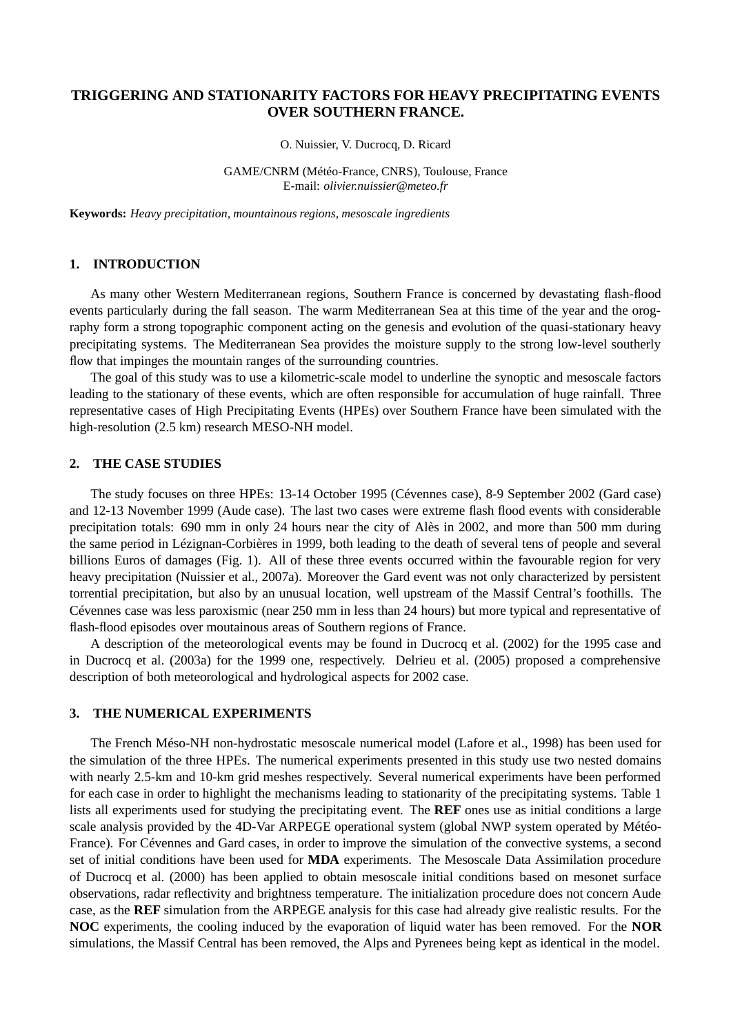# TRIGGERING AND STATIONARITY FACTORS FOR HEAVY PRECIPITATING EVENTS OVER SOUTHERN FRANCE.

O. Nuissier, V. Ducrocq, D. Ricard

GAME/CNRM (Météo-France, CNRS), Toulouse, France
E-mail: *olivier.nuissier@meteo.fr*

**Keywords:** *Heavy precipitation, mountainous regions, mesoscale ingredients*

## 1. INTRODUCTION

As many other Western Mediterranean regions, Southern France is concerned by devastating flash-flood events particularly during the fall season. The warm Mediterranean Sea at this time of the year and the orography form a strong topographic component acting on the genesis and evolution of the quasi-stationary heavy precipitating systems. The Mediterranean Sea provides the moisture supply to the strong low-level southerly flow that impinges the mountain ranges of the surrounding countries.

The goal of this study was to use a kilometric-scale model to underline the synoptic and mesoscale factors leading to the stationary of these events, which are often responsible for accumulation of huge rainfall. Three representative cases of High Precipitating Events (HPEs) over Southern France have been simulated with the high-resolution (2.5 km) research MESO-NH model.

## 2. THE CASE STUDIES

The study focuses on three HPEs: 13-14 October 1995 (Cévennes case), 8-9 September 2002 (Gard case) and 12-13 November 1999 (Aude case). The last two cases were extreme flash flood events with considerable precipitation totals: 690 mm in only 24 hours near the city of Alès in 2002, and more than 500 mm during the same period in Lézignan-Corbières in 1999, both leading to the death of several tens of people and several billions Euros of damages (Fig. 1). All of these three events occurred within the favourable region for very heavy precipitation (Nuissier et al., 2007a). Moreover the Gard event was not only characterized by persistent torrential precipitation, but also by an unusual location, well upstream of the Massif Central's foothills. The Cévennes case was less paroxismic (near 250 mm in less than 24 hours) but more typical and representative of flash-flood episodes over moutainous areas of Southern regions of France.

A description of the meteorological events may be found in Ducrocq et al. (2002) for the 1995 case and in Ducrocq et al. (2003a) for the 1999 one, respectively. Delrieu et al. (2005) proposed a comprehensive description of both meteorological and hydrological aspects for 2002 case.

## 3. THE NUMERICAL EXPERIMENTS

The French Méso-NH non-hydrostatic mesoscale numerical model (Lafore et al., 1998) has been used for the simulation of the three HPEs. The numerical experiments presented in this study use two nested domains with nearly 2.5-km and 10-km grid meshes respectively. Several numerical experiments have been performed for each case in order to highlight the mechanisms leading to stationarity of the precipitating systems. Table 1 lists all experiments used for studying the precipitating event. The **REF** ones use as initial conditions a large scale analysis provided by the 4D-Var ARPEGE operational system (global NWP system operated by Météo-France). For Cévennes and Gard cases, in order to improve the simulation of the convective systems, a second set of initial conditions have been used for **MDA** experiments. The Mesoscale Data Assimilation procedure of Ducrocq et al. (2000) has been applied to obtain mesoscale initial conditions based on mesonet surface observations, radar reflectivity and brightness temperature. The initialization procedure does not concern Aude case, as the **REF** simulation from the ARPEGE analysis for this case had already give realistic results. For the **NOC** experiments, the cooling induced by the evaporation of liquid water has been removed. For the **NOR** simulations, the Massif Central has been removed, the Alps and Pyrenees being kept as identical in the model.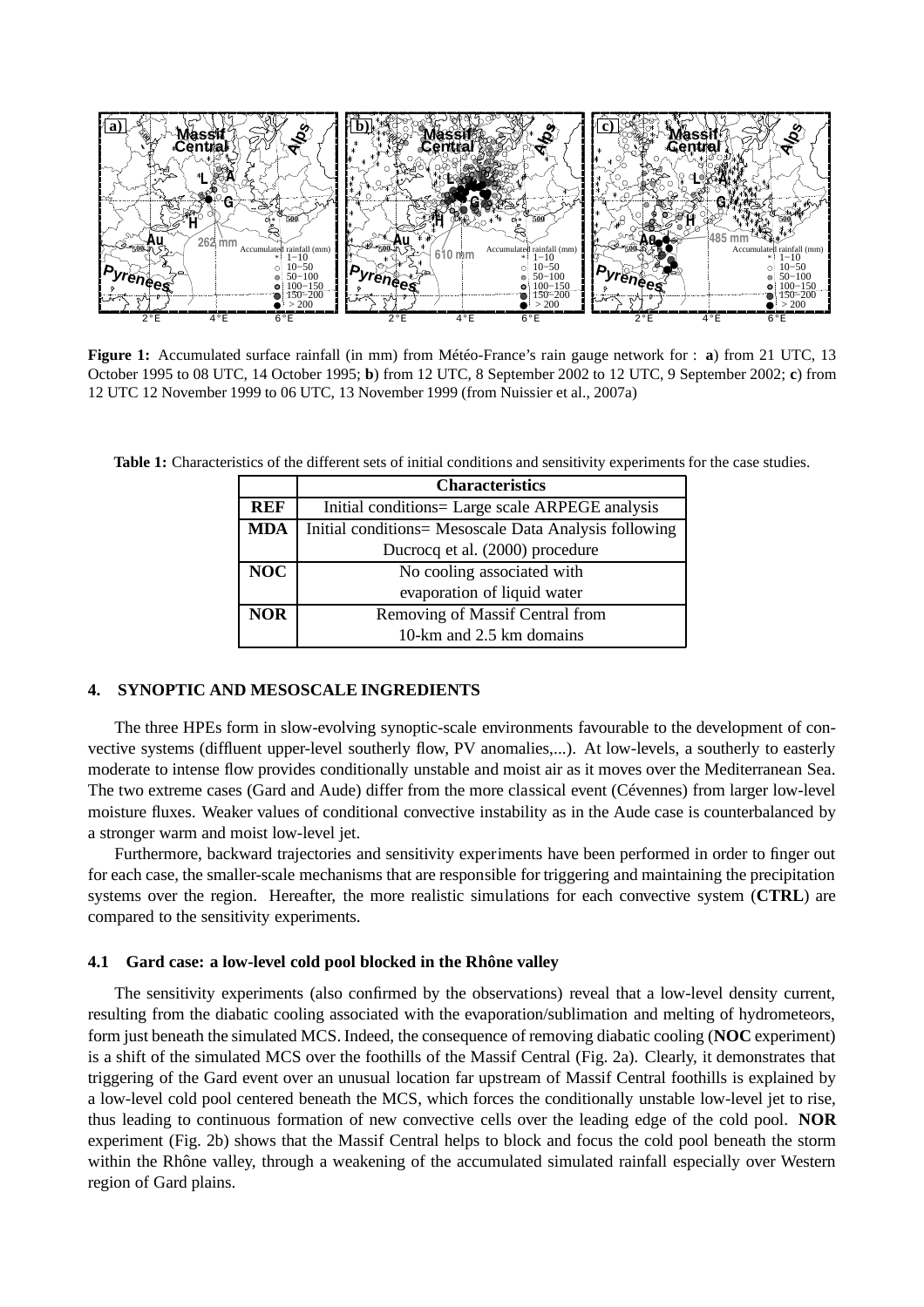a)
Massif Central
Alps
L
A
G
H
Au
262 mm
500
500
Pyrenees
Accumulated rainfall (mm)
1−10
10−50
50−100
100−150
150−200
> 200
2°E
4°E
6°E

b)
Massif Central
Alps
L
G
H
Au
610 mm
500
500
Pyrenees
Accumulated rainfall (mm)
1−10
10−50
50−100
100−150
150−200
> 200
2°E
4°E
6°E

c)
Massif Central
Alps
L
A
G
H
Ae
485 mm
500
500
Pyrenees
Accumulated rainfall (mm)
1−10
10−50
50−100
100−150
150−200
> 200
2°E
4°E
6°E

**Figure 1:** Accumulated surface rainfall (in mm) from Météo-France's rain gauge network for : **a**) from 21 UTC, 13 October 1995 to 08 UTC, 14 October 1995; **b**) from 12 UTC, 8 September 2002 to 12 UTC, 9 September 2002; **c**) from 12 UTC 12 November 1999 to 06 UTC, 13 November 1999 (from Nuissier et al., 2007a)

**Table 1:** Characteristics of the different sets of initial conditions and sensitivity experiments for the case studies.

| | **Characteristics** |
|---|---|
| **REF** | Initial conditions= Large scale ARPEGE analysis |
| **MDA** | Initial conditions= Mesoscale Data Analysis following Ducrocq et al. (2000) procedure |
| **NOC** | No cooling associated with evaporation of liquid water |
| **NOR** | Removing of Massif Central from 10-km and 2.5 km domains |

## 4. SYNOPTIC AND MESOSCALE INGREDIENTS

The three HPEs form in slow-evolving synoptic-scale environments favourable to the development of convective systems (diffluent upper-level southerly flow, PV anomalies,...). At low-levels, a southerly to easterly moderate to intense flow provides conditionally unstable and moist air as it moves over the Mediterranean Sea. The two extreme cases (Gard and Aude) differ from the more classical event (Cévennes) from larger low-level moisture fluxes. Weaker values of conditional convective instability as in the Aude case is counterbalanced by a stronger warm and moist low-level jet.

Furthermore, backward trajectories and sensitivity experiments have been performed in order to finger out for each case, the smaller-scale mechanisms that are responsible for triggering and maintaining the precipitation systems over the region. Hereafter, the more realistic simulations for each convective system (**CTRL**) are compared to the sensitivity experiments.

### 4.1 Gard case: a low-level cold pool blocked in the Rhône valley

The sensitivity experiments (also confirmed by the observations) reveal that a low-level density current, resulting from the diabatic cooling associated with the evaporation/sublimation and melting of hydrometeors, form just beneath the simulated MCS. Indeed, the consequence of removing diabatic cooling (**NOC** experiment) is a shift of the simulated MCS over the foothills of the Massif Central (Fig. 2a). Clearly, it demonstrates that triggering of the Gard event over an unusual location far upstream of Massif Central foothills is explained by a low-level cold pool centered beneath the MCS, which forces the conditionally unstable low-level jet to rise, thus leading to continuous formation of new convective cells over the leading edge of the cold pool. **NOR** experiment (Fig. 2b) shows that the Massif Central helps to block and focus the cold pool beneath the storm within the Rhône valley, through a weakening of the accumulated simulated rainfall especially over Western region of Gard plains.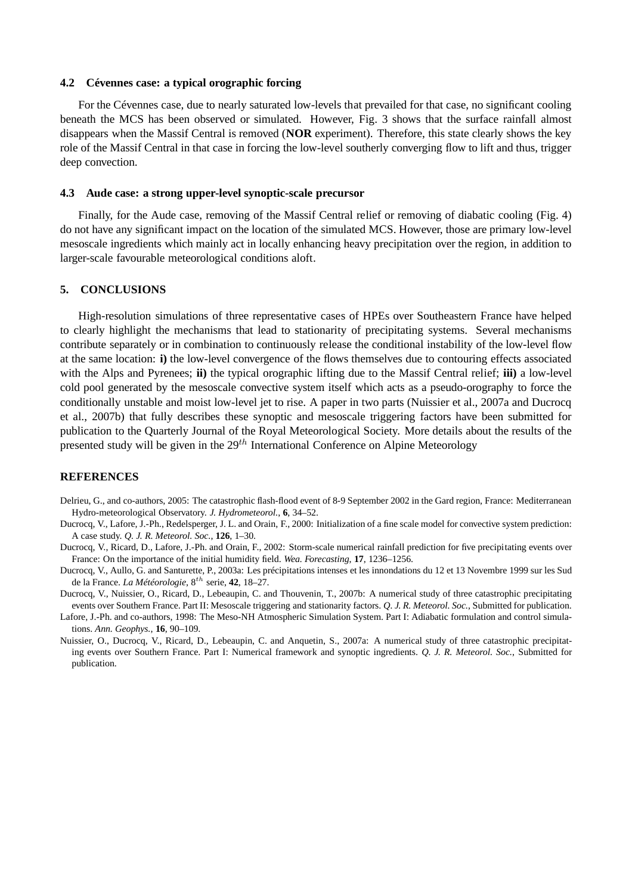### 4.2 Cévennes case: a typical orographic forcing

For the Cévennes case, due to nearly saturated low-levels that prevailed for that case, no significant cooling beneath the MCS has been observed or simulated. However, Fig. 3 shows that the surface rainfall almost disappears when the Massif Central is removed (**NOR** experiment). Therefore, this state clearly shows the key role of the Massif Central in that case in forcing the low-level southerly converging flow to lift and thus, trigger deep convection.

### 4.3 Aude case: a strong upper-level synoptic-scale precursor

Finally, for the Aude case, removing of the Massif Central relief or removing of diabatic cooling (Fig. 4) do not have any significant impact on the location of the simulated MCS. However, those are primary low-level mesoscale ingredients which mainly act in locally enhancing heavy precipitation over the region, in addition to larger-scale favourable meteorological conditions aloft.

## 5. CONCLUSIONS

High-resolution simulations of three representative cases of HPEs over Southeastern France have helped to clearly highlight the mechanisms that lead to stationarity of precipitating systems. Several mechanisms contribute separately or in combination to continuously release the conditional instability of the low-level flow at the same location: **i)** the low-level convergence of the flows themselves due to contouring effects associated with the Alps and Pyrenees; **ii)** the typical orographic lifting due to the Massif Central relief; **iii)** a low-level cold pool generated by the mesoscale convective system itself which acts as a pseudo-orography to force the conditionally unstable and moist low-level jet to rise. A paper in two parts (Nuissier et al., 2007a and Ducrocq et al., 2007b) that fully describes these synoptic and mesoscale triggering factors have been submitted for publication to the Quarterly Journal of the Royal Meteorological Society. More details about the results of the presented study will be given in the $29^{th}$ International Conference on Alpine Meteorology

## REFERENCES

Delrieu, G., and co-authors, 2005: The catastrophic flash-flood event of 8-9 September 2002 in the Gard region, France: Mediterranean Hydro-meteorological Observatory. *J. Hydrometeorol.*, **6**, 34–52.

Ducrocq, V., Lafore, J.-Ph., Redelsperger, J. L. and Orain, F., 2000: Initialization of a fine scale model for convective system prediction: A case study. *Q. J. R. Meteorol. Soc.*, **126**, 1–30.

Ducrocq, V., Ricard, D., Lafore, J.-Ph. and Orain, F., 2002: Storm-scale numerical rainfall prediction for five precipitating events over France: On the importance of the initial humidity field. *Wea. Forecasting*, **17**, 1236–1256.

Ducrocq, V., Aullo, G. and Santurette, P., 2003a: Les précipitations intenses et les innondations du 12 et 13 Novembre 1999 sur les Sud de la France. *La Météorologie*, $8^{th}$ serie, **42**, 18–27.

Ducrocq, V., Nuissier, O., Ricard, D., Lebeaupin, C. and Thouvenin, T., 2007b: A numerical study of three catastrophic precipitating events over Southern France. Part II: Mesoscale triggering and stationarity factors. *Q. J. R. Meteorol. Soc.*, Submitted for publication.

Lafore, J.-Ph. and co-authors, 1998: The Meso-NH Atmospheric Simulation System. Part I: Adiabatic formulation and control simulations. *Ann. Geophys.*, **16**, 90–109.

Nuissier, O., Ducrocq, V., Ricard, D., Lebeaupin, C. and Anquetin, S., 2007a: A numerical study of three catastrophic precipitating events over Southern France. Part I: Numerical framework and synoptic ingredients. *Q. J. R. Meteorol. Soc.*, Submitted for publication.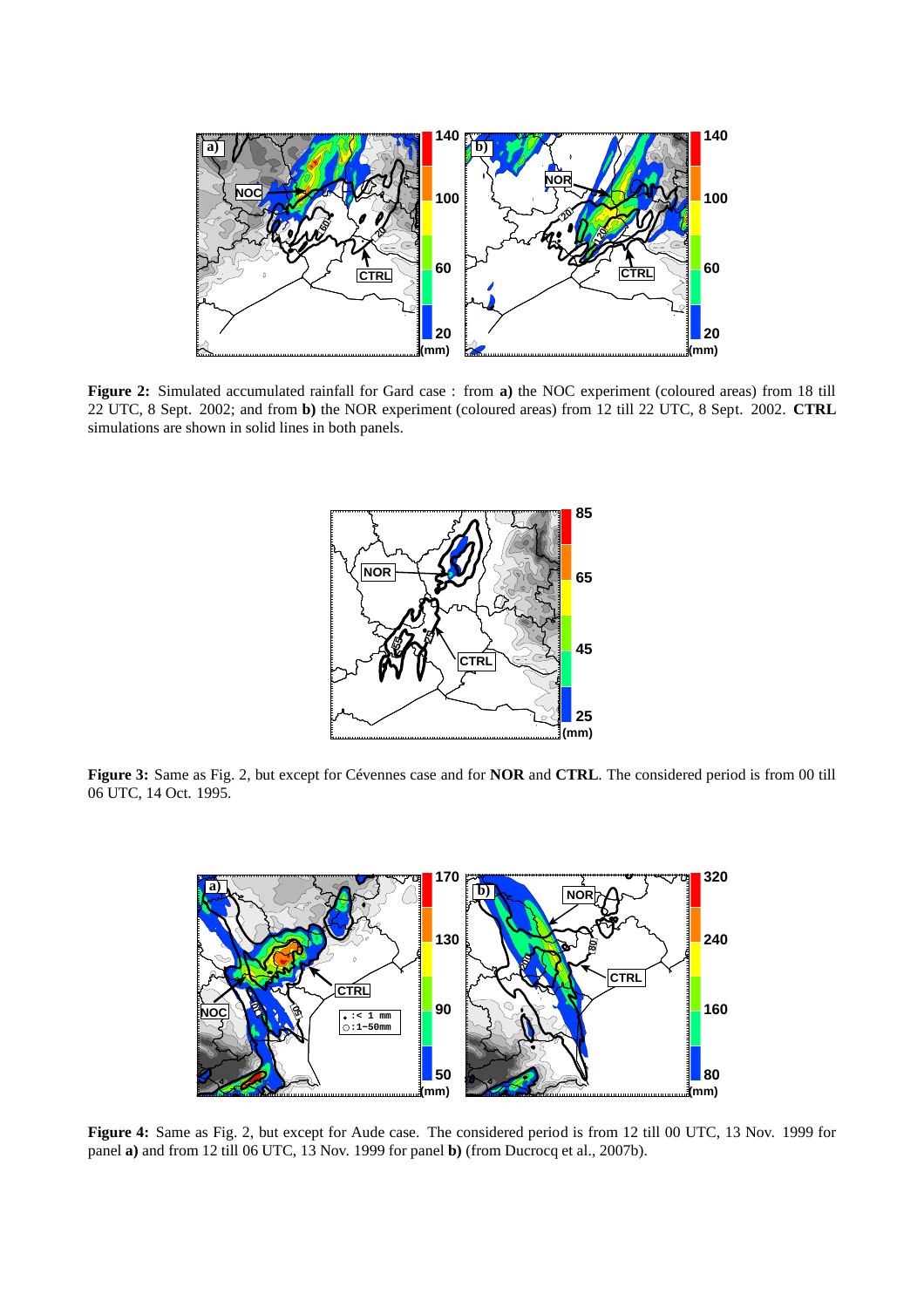a)

NOC

CTRL

140

100

60

20

(mm)

b)

NOR

CTRL

140

100

60

20

(mm)

**Figure 2:** Simulated accumulated rainfall for Gard case : from **a)** the NOC experiment (coloured areas) from 18 till 22 UTC, 8 Sept. 2002; and from **b)** the NOR experiment (coloured areas) from 12 till 22 UTC, 8 Sept. 2002. **CTRL** simulations are shown in solid lines in both panels.

NOR

CTRL

85

65

45

25

(mm)

**Figure 3:** Same as Fig. 2, but except for Cévennes case and for **NOR** and **CTRL**. The considered period is from 00 till 06 UTC, 14 Oct. 1995.

a)

NOC

CTRL

:< 1 mm
:1–50mm

170

130

90

50

(mm)

b)

NOR

CTRL

320

240

160

80

(mm)

**Figure 4:** Same as Fig. 2, but except for Aude case. The considered period is from 12 till 00 UTC, 13 Nov. 1999 for panel **a)** and from 12 till 06 UTC, 13 Nov. 1999 for panel **b)** (from Ducrocq et al., 2007b).